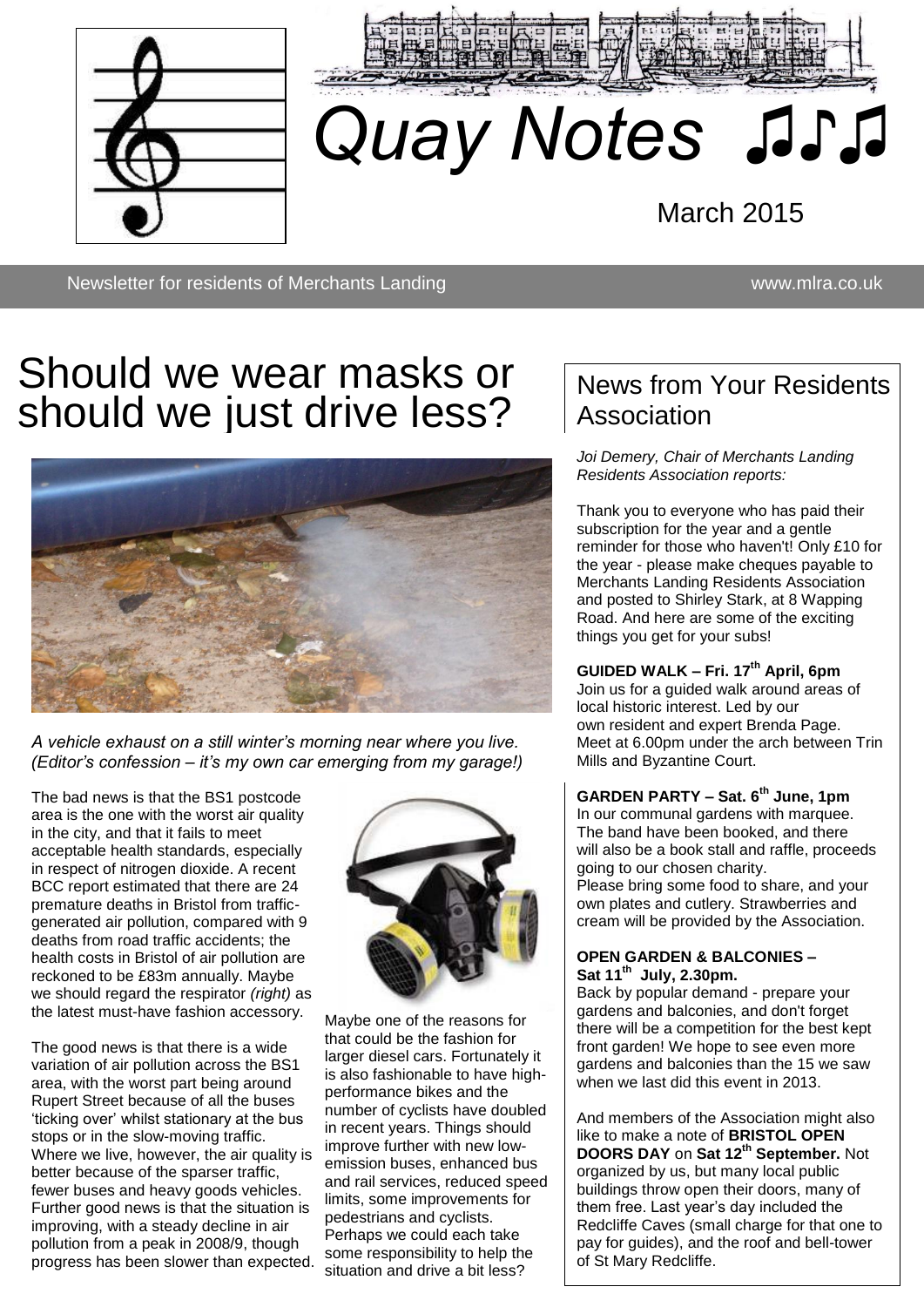# Quay Notes ♫♪♫

March 2015

Newsletter for residents of Merchants Landing www.mlra.co.uk

## Should we wear masks or should we just drive less?

*A vehicle exhaust on a still winter's morning near where you live. (Editor's confession – it's my own car emerging from my garage!)*

The bad news is that the BS1 postcode area is the one with the worst air quality in the city, and that it fails to meet acceptable health standards, especially in respect of nitrogen dioxide. A recent BCC report estimated that there are 24 premature deaths in Bristol from traffic-generated air pollution, compared with 9 deaths from road traffic accidents; the health costs in Bristol of air pollution are reckoned to be £83m annually. Maybe we should regard the respirator *(right)* as the latest must-have fashion accessory.

The good news is that there is a wide variation of air pollution across the BS1 area, with the worst part being around Rupert Street because of all the buses 'ticking over' whilst stationary at the bus stops or in the slow-moving traffic. Where we live, however, the air quality is better because of the sparser traffic, fewer buses and heavy goods vehicles. Further good news is that the situation is improving, with a steady decline in air pollution from a peak in 2008/9, though progress has been slower than expected.

Maybe one of the reasons for that could be the fashion for larger diesel cars. Fortunately it is also fashionable to have high-performance bikes and the number of cyclists have doubled in recent years. Things should improve further with new low-emission buses, enhanced bus and rail services, reduced speed limits, some improvements for pedestrians and cyclists. Perhaps we could each take some responsibility to help the situation and drive a bit less?

## News from Your Residents Association

*Joi Demery, Chair of Merchants Landing Residents Association reports:*

Thank you to everyone who has paid their subscription for the year and a gentle reminder for those who haven't! Only £10 for the year - please make cheques payable to Merchants Landing Residents Association and posted to Shirley Stark, at 8 Wapping Road. And here are some of the exciting things you get for your subs!

**GUIDED WALK – Fri. 17th April, 6pm**
Join us for a guided walk around areas of local historic interest. Led by our own resident and expert Brenda Page. Meet at 6.00pm under the arch between Trin Mills and Byzantine Court.

**GARDEN PARTY – Sat. 6th June, 1pm**
In our communal gardens with marquee. The band have been booked, and there will also be a book stall and raffle, proceeds going to our chosen charity.
Please bring some food to share, and your own plates and cutlery. Strawberries and cream will be provided by the Association.

**OPEN GARDEN & BALCONIES – Sat 11th July, 2.30pm.**
Back by popular demand - prepare your gardens and balconies, and don't forget there will be a competition for the best kept front garden! We hope to see even more gardens and balconies than the 15 we saw when we last did this event in 2013.

And members of the Association might also like to make a note of **BRISTOL OPEN DOORS DAY** on **Sat 12th September.** Not organized by us, but many local public buildings throw open their doors, many of them free. Last year's day included the Redcliffe Caves (small charge for that one to pay for guides), and the roof and bell-tower of St Mary Redcliffe.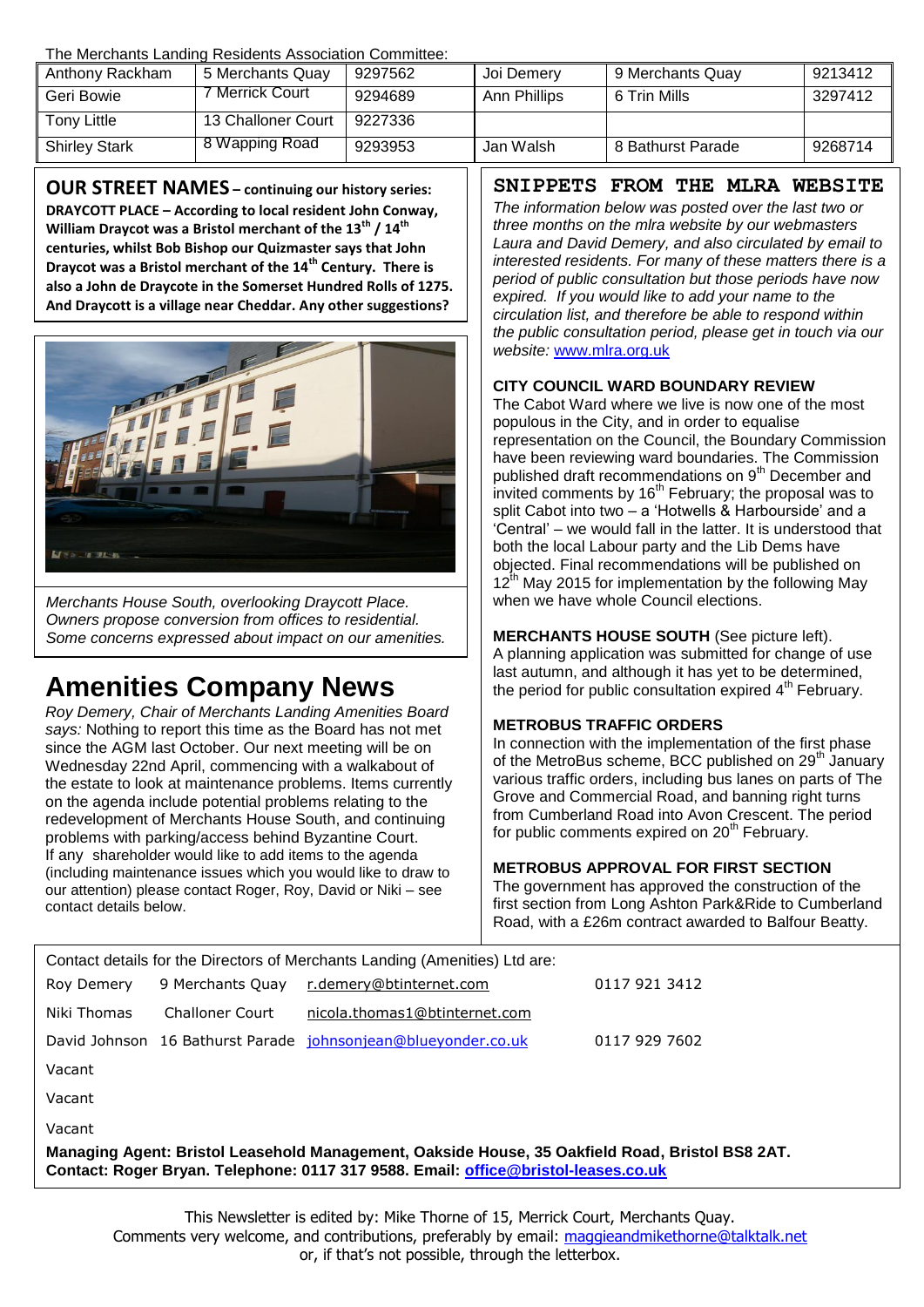The Merchants Landing Residents Association Committee:

| | | | | | |
|---|---|---|---|---|---|
| Anthony Rackham | 5 Merchants Quay | 9297562 | Joi Demery | 9 Merchants Quay | 9213412 |
| Geri Bowie | 7 Merrick Court | 9294689 | Ann Phillips | 6 Trin Mills | 3297412 |
| Tony Little | 13 Challoner Court | 9227336 | | | |
| Shirley Stark | 8 Wapping Road | 9293953 | Jan Walsh | 8 Bathurst Parade | 9268714 |

## OUR STREET NAMES – continuing our history series:

**DRAYCOTT PLACE – According to local resident John Conway, William Draycot was a Bristol merchant of the 13th / 14th centuries, whilst Bob Bishop our Quizmaster says that John Draycot was a Bristol merchant of the 14th Century. There is also a John de Draycote in the Somerset Hundred Rolls of 1275. And Draycott is a village near Cheddar. Any other suggestions?**

*Merchants House South, overlooking Draycott Place. Owners propose conversion from offices to residential. Some concerns expressed about impact on our amenities.*

# Amenities Company News

*Roy Demery, Chair of Merchants Landing Amenities Board says:* Nothing to report this time as the Board has not met since the AGM last October. Our next meeting will be on Wednesday 22nd April, commencing with a walkabout of the estate to look at maintenance problems. Items currently on the agenda include potential problems relating to the redevelopment of Merchants House South, and continuing problems with parking/access behind Byzantine Court. If any shareholder would like to add items to the agenda (including maintenance issues which you would like to draw to our attention) please contact Roger, Roy, David or Niki – see contact details below.

## SNIPPETS FROM THE MLRA WEBSITE

*The information below was posted over the last two or three months on the mlra website by our webmasters Laura and David Demery, and also circulated by email to interested residents. For many of these matters there is a period of public consultation but those periods have now expired. If you would like to add your name to the circulation list, and therefore be able to respond within the public consultation period, please get in touch via our website:* www.mlra.org.uk

**CITY COUNCIL WARD BOUNDARY REVIEW**

The Cabot Ward where we live is now one of the most populous in the City, and in order to equalise representation on the Council, the Boundary Commission have been reviewing ward boundaries. The Commission published draft recommendations on 9th December and invited comments by 16th February; the proposal was to split Cabot into two – a 'Hotwells & Harbourside' and a 'Central' – we would fall in the latter. It is understood that both the local Labour party and the Lib Dems have objected. Final recommendations will be published on 12th May 2015 for implementation by the following May when we have whole Council elections.

**MERCHANTS HOUSE SOUTH** (See picture left).

A planning application was submitted for change of use last autumn, and although it has yet to be determined, the period for public consultation expired 4th February.

**METROBUS TRAFFIC ORDERS**

In connection with the implementation of the first phase of the MetroBus scheme, BCC published on 29th January various traffic orders, including bus lanes on parts of The Grove and Commercial Road, and banning right turns from Cumberland Road into Avon Crescent. The period for public comments expired on 20th February.

**METROBUS APPROVAL FOR FIRST SECTION**

The government has approved the construction of the first section from Long Ashton Park&Ride to Cumberland Road, with a £26m contract awarded to Balfour Beatty.

Contact details for the Directors of Merchants Landing (Amenities) Ltd are:

| | | | |
|---|---|---|---|
| Roy Demery | 9 Merchants Quay | r.demery@btinternet.com | 0117 921 3412 |
| Niki Thomas | Challoner Court | nicola.thomas1@btinternet.com | |
| David Johnson | 16 Bathurst Parade | johnsonjean@blueyonder.co.uk | 0117 929 7602 |
| Vacant | | | |
| Vacant | | | |
| Vacant | | | |

**Managing Agent: Bristol Leasehold Management, Oakside House, 35 Oakfield Road, Bristol BS8 2AT. Contact: Roger Bryan. Telephone: 0117 317 9588. Email: office@bristol-leases.co.uk**

This Newsletter is edited by: Mike Thorne of 15, Merrick Court, Merchants Quay.
Comments very welcome, and contributions, preferably by email: maggieandmikethorne@talktalk.net
or, if that's not possible, through the letterbox.